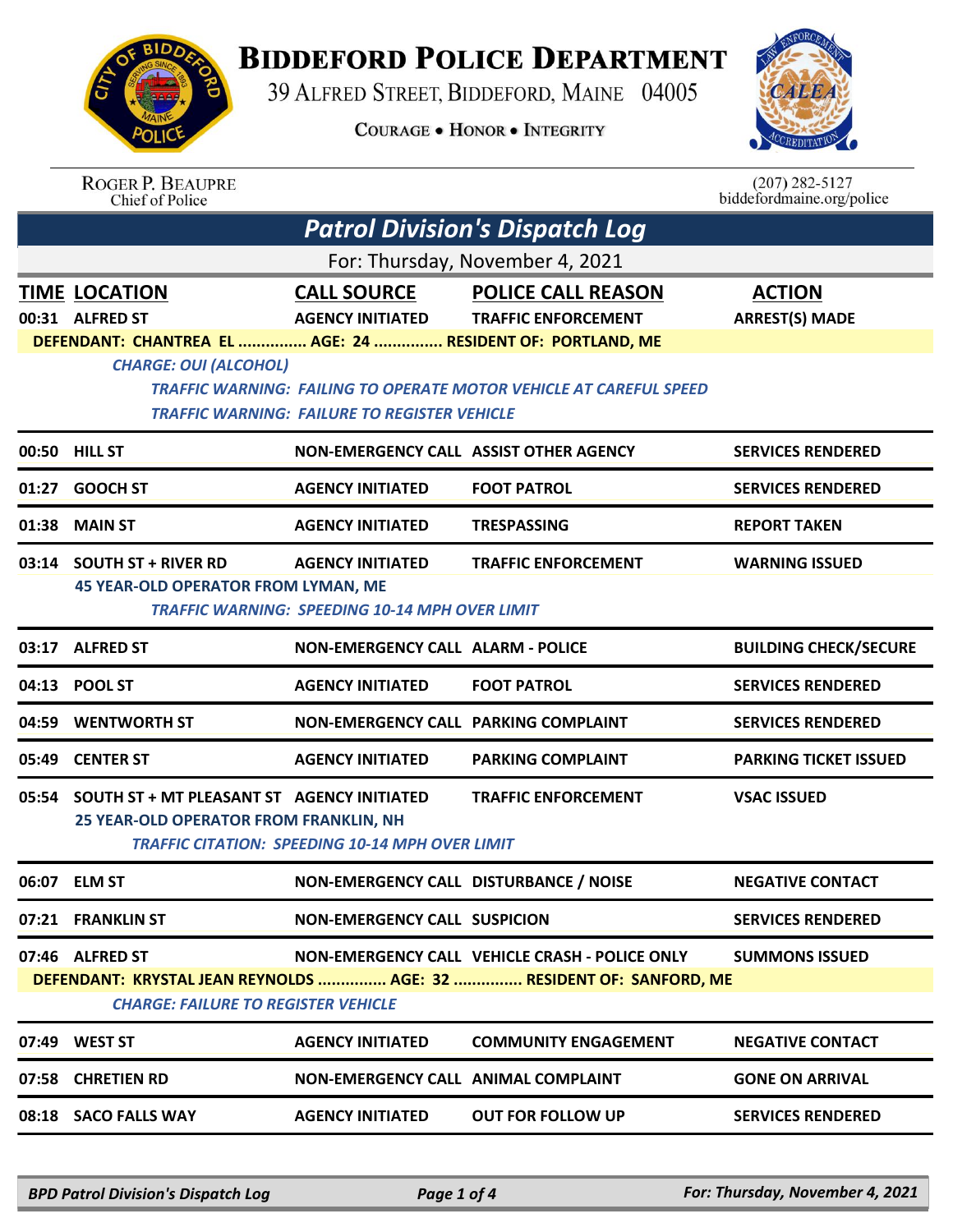# Biddeford Police Department

39 Alfred Street, Biddeford, Maine 04005

Courage • Honor • Integrity

Roger P. Beaupre
Chief of Police

(207) 282-5127
biddefordmaine.org/police

## Patrol Division's Dispatch Log

For: Thursday, November 4, 2021

| TIME | LOCATION | CALL SOURCE | POLICE CALL REASON | ACTION |
|---|---|---|---|---|
| 00:31 | ALFRED ST | AGENCY INITIATED | TRAFFIC ENFORCEMENT | ARREST(S) MADE |

**DEFENDANT: CHANTREA EL ............... AGE: 24 ............... RESIDENT OF: PORTLAND, ME**

*CHARGE: OUI (ALCOHOL)*

*TRAFFIC WARNING: FAILING TO OPERATE MOTOR VEHICLE AT CAREFUL SPEED*

*TRAFFIC WARNING: FAILURE TO REGISTER VEHICLE*

| TIME | LOCATION | CALL SOURCE | POLICE CALL REASON | ACTION |
|---|---|---|---|---|
| 00:50 | HILL ST | NON-EMERGENCY CALL | ASSIST OTHER AGENCY | SERVICES RENDERED |
| 01:27 | GOOCH ST | AGENCY INITIATED | FOOT PATROL | SERVICES RENDERED |
| 01:38 | MAIN ST | AGENCY INITIATED | TRESPASSING | REPORT TAKEN |
| 03:14 | SOUTH ST + RIVER RD | AGENCY INITIATED | TRAFFIC ENFORCEMENT | WARNING ISSUED |

**45 YEAR-OLD OPERATOR FROM LYMAN, ME**

*TRAFFIC WARNING: SPEEDING 10-14 MPH OVER LIMIT*

| TIME | LOCATION | CALL SOURCE | POLICE CALL REASON | ACTION |
|---|---|---|---|---|
| 03:17 | ALFRED ST | NON-EMERGENCY CALL | ALARM - POLICE | BUILDING CHECK/SECURE |
| 04:13 | POOL ST | AGENCY INITIATED | FOOT PATROL | SERVICES RENDERED |
| 04:59 | WENTWORTH ST | NON-EMERGENCY CALL | PARKING COMPLAINT | SERVICES RENDERED |
| 05:49 | CENTER ST | AGENCY INITIATED | PARKING COMPLAINT | PARKING TICKET ISSUED |
| 05:54 | SOUTH ST + MT PLEASANT ST | AGENCY INITIATED | TRAFFIC ENFORCEMENT | VSAC ISSUED |

**25 YEAR-OLD OPERATOR FROM FRANKLIN, NH**

*TRAFFIC CITATION: SPEEDING 10-14 MPH OVER LIMIT*

| TIME | LOCATION | CALL SOURCE | POLICE CALL REASON | ACTION |
|---|---|---|---|---|
| 06:07 | ELM ST | NON-EMERGENCY CALL | DISTURBANCE / NOISE | NEGATIVE CONTACT |
| 07:21 | FRANKLIN ST | NON-EMERGENCY CALL | SUSPICION | SERVICES RENDERED |
| 07:46 | ALFRED ST | NON-EMERGENCY CALL | VEHICLE CRASH - POLICE ONLY | SUMMONS ISSUED |

**DEFENDANT: KRYSTAL JEAN REYNOLDS ............... AGE: 32 ............... RESIDENT OF: SANFORD, ME**

*CHARGE: FAILURE TO REGISTER VEHICLE*

| TIME | LOCATION | CALL SOURCE | POLICE CALL REASON | ACTION |
|---|---|---|---|---|
| 07:49 | WEST ST | AGENCY INITIATED | COMMUNITY ENGAGEMENT | NEGATIVE CONTACT |
| 07:58 | CHRETIEN RD | NON-EMERGENCY CALL | ANIMAL COMPLAINT | GONE ON ARRIVAL |
| 08:18 | SACO FALLS WAY | AGENCY INITIATED | OUT FOR FOLLOW UP | SERVICES RENDERED |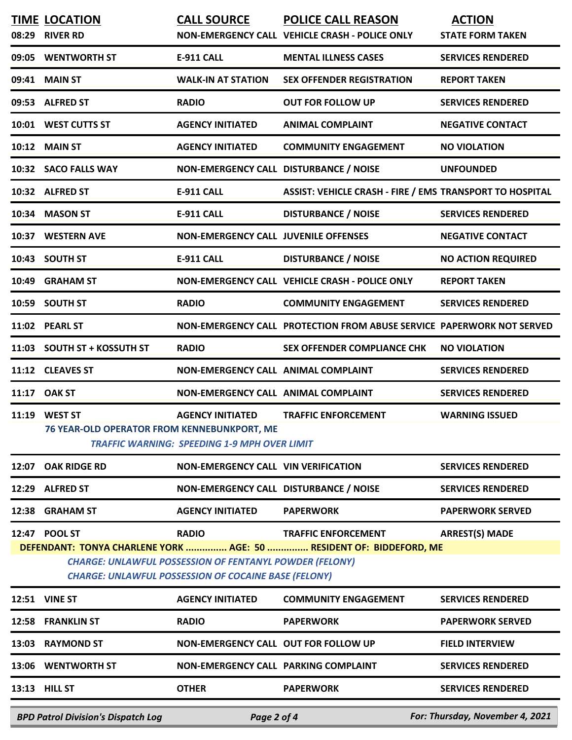| TIME | LOCATION | CALL SOURCE | POLICE CALL REASON | ACTION |
|---|---|---|---|---|
| 08:29 | RIVER RD | NON-EMERGENCY CALL | VEHICLE CRASH - POLICE ONLY | STATE FORM TAKEN |
| 09:05 | WENTWORTH ST | E-911 CALL | MENTAL ILLNESS CASES | SERVICES RENDERED |
| 09:41 | MAIN ST | WALK-IN AT STATION | SEX OFFENDER REGISTRATION | REPORT TAKEN |
| 09:53 | ALFRED ST | RADIO | OUT FOR FOLLOW UP | SERVICES RENDERED |
| 10:01 | WEST CUTTS ST | AGENCY INITIATED | ANIMAL COMPLAINT | NEGATIVE CONTACT |
| 10:12 | MAIN ST | AGENCY INITIATED | COMMUNITY ENGAGEMENT | NO VIOLATION |
| 10:32 | SACO FALLS WAY | NON-EMERGENCY CALL | DISTURBANCE / NOISE | UNFOUNDED |
| 10:32 | ALFRED ST | E-911 CALL | ASSIST: VEHICLE CRASH - FIRE / EMS | TRANSPORT TO HOSPITAL |
| 10:34 | MASON ST | E-911 CALL | DISTURBANCE / NOISE | SERVICES RENDERED |
| 10:37 | WESTERN AVE | NON-EMERGENCY CALL | JUVENILE OFFENSES | NEGATIVE CONTACT |
| 10:43 | SOUTH ST | E-911 CALL | DISTURBANCE / NOISE | NO ACTION REQUIRED |
| 10:49 | GRAHAM ST | NON-EMERGENCY CALL | VEHICLE CRASH - POLICE ONLY | REPORT TAKEN |
| 10:59 | SOUTH ST | RADIO | COMMUNITY ENGAGEMENT | SERVICES RENDERED |
| 11:02 | PEARL ST | NON-EMERGENCY CALL | PROTECTION FROM ABUSE SERVICE | PAPERWORK NOT SERVED |
| 11:03 | SOUTH ST + KOSSUTH ST | RADIO | SEX OFFENDER COMPLIANCE CHK | NO VIOLATION |
| 11:12 | CLEAVES ST | NON-EMERGENCY CALL | ANIMAL COMPLAINT | SERVICES RENDERED |
| 11:17 | OAK ST | NON-EMERGENCY CALL | ANIMAL COMPLAINT | SERVICES RENDERED |
| 11:19 | WEST ST | AGENCY INITIATED | TRAFFIC ENFORCEMENT | WARNING ISSUED |
| | 76 YEAR-OLD OPERATOR FROM KENNEBUNKPORT, ME<br>*TRAFFIC WARNING: SPEEDING 1-9 MPH OVER LIMIT* | | | |
| 12:07 | OAK RIDGE RD | NON-EMERGENCY CALL | VIN VERIFICATION | SERVICES RENDERED |
| 12:29 | ALFRED ST | NON-EMERGENCY CALL | DISTURBANCE / NOISE | SERVICES RENDERED |
| 12:38 | GRAHAM ST | AGENCY INITIATED | PAPERWORK | PAPERWORK SERVED |
| 12:47 | POOL ST | RADIO | TRAFFIC ENFORCEMENT | ARREST(S) MADE |
| | DEFENDANT: TONYA CHARLENE YORK ............... AGE: 50 ............... RESIDENT OF: BIDDEFORD, ME<br>*CHARGE: UNLAWFUL POSSESSION OF FENTANYL POWDER (FELONY)*<br>*CHARGE: UNLAWFUL POSSESSION OF COCAINE BASE (FELONY)* | | | |
| 12:51 | VINE ST | AGENCY INITIATED | COMMUNITY ENGAGEMENT | SERVICES RENDERED |
| 12:58 | FRANKLIN ST | RADIO | PAPERWORK | PAPERWORK SERVED |
| 13:03 | RAYMOND ST | NON-EMERGENCY CALL | OUT FOR FOLLOW UP | FIELD INTERVIEW |
| 13:06 | WENTWORTH ST | NON-EMERGENCY CALL | PARKING COMPLAINT | SERVICES RENDERED |
| 13:13 | HILL ST | OTHER | PAPERWORK | SERVICES RENDERED |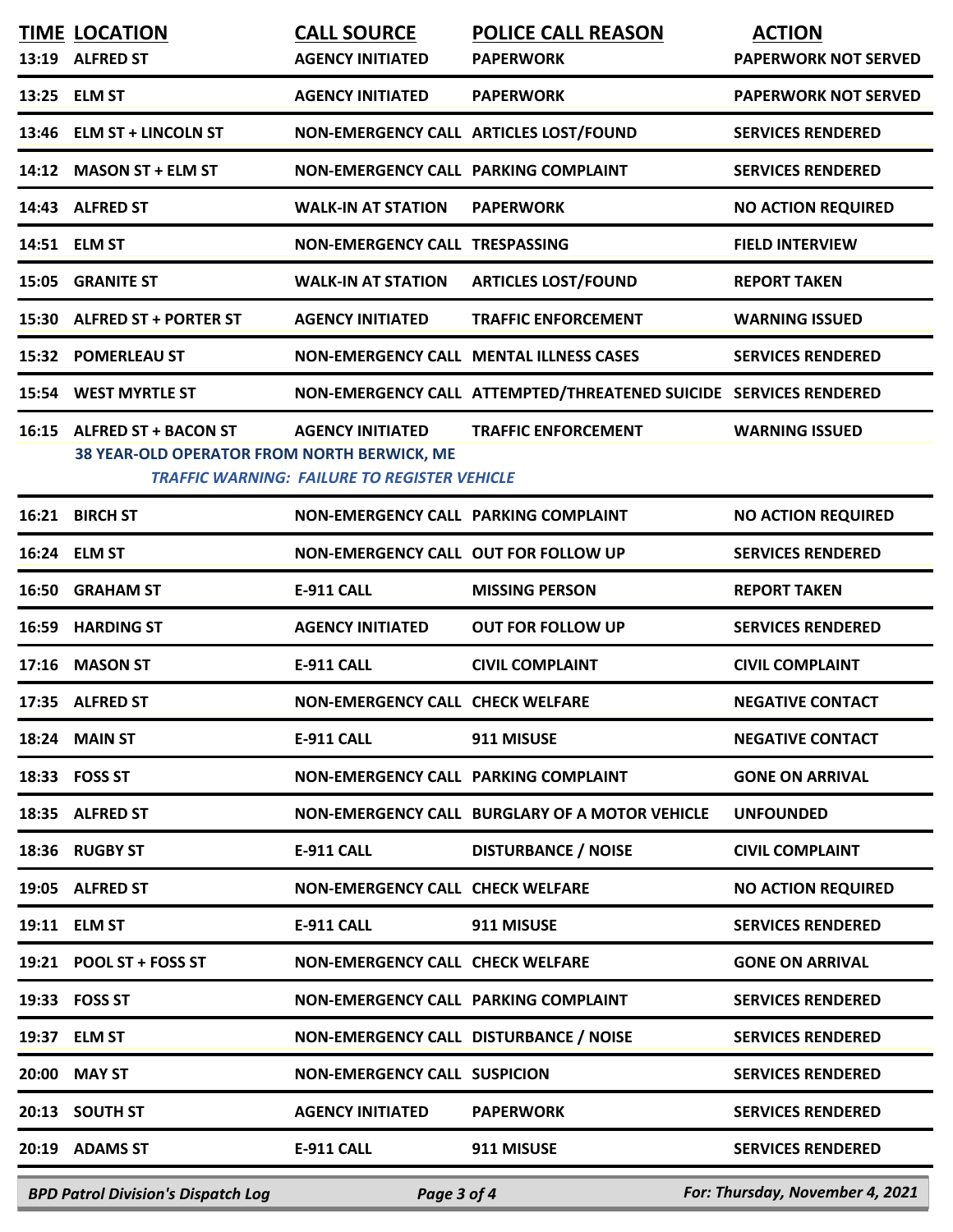| TIME | LOCATION | CALL SOURCE | POLICE CALL REASON | ACTION |
|---|---|---|---|---|
| 13:19 | ALFRED ST | AGENCY INITIATED | PAPERWORK | PAPERWORK NOT SERVED |
| 13:25 | ELM ST | AGENCY INITIATED | PAPERWORK | PAPERWORK NOT SERVED |
| 13:46 | ELM ST + LINCOLN ST | NON-EMERGENCY CALL | ARTICLES LOST/FOUND | SERVICES RENDERED |
| 14:12 | MASON ST + ELM ST | NON-EMERGENCY CALL | PARKING COMPLAINT | SERVICES RENDERED |
| 14:43 | ALFRED ST | WALK-IN AT STATION | PAPERWORK | NO ACTION REQUIRED |
| 14:51 | ELM ST | NON-EMERGENCY CALL | TRESPASSING | FIELD INTERVIEW |
| 15:05 | GRANITE ST | WALK-IN AT STATION | ARTICLES LOST/FOUND | REPORT TAKEN |
| 15:30 | ALFRED ST + PORTER ST | AGENCY INITIATED | TRAFFIC ENFORCEMENT | WARNING ISSUED |
| 15:32 | POMERLEAU ST | NON-EMERGENCY CALL | MENTAL ILLNESS CASES | SERVICES RENDERED |
| 15:54 | WEST MYRTLE ST | NON-EMERGENCY CALL | ATTEMPTED/THREATENED SUICIDE | SERVICES RENDERED |
| 16:15 | ALFRED ST + BACON ST | AGENCY INITIATED | TRAFFIC ENFORCEMENT | WARNING ISSUED |
| | 38 YEAR-OLD OPERATOR FROM NORTH BERWICK, ME<br>*TRAFFIC WARNING: FAILURE TO REGISTER VEHICLE* | | | |
| 16:21 | BIRCH ST | NON-EMERGENCY CALL | PARKING COMPLAINT | NO ACTION REQUIRED |
| 16:24 | ELM ST | NON-EMERGENCY CALL | OUT FOR FOLLOW UP | SERVICES RENDERED |
| 16:50 | GRAHAM ST | E-911 CALL | MISSING PERSON | REPORT TAKEN |
| 16:59 | HARDING ST | AGENCY INITIATED | OUT FOR FOLLOW UP | SERVICES RENDERED |
| 17:16 | MASON ST | E-911 CALL | CIVIL COMPLAINT | CIVIL COMPLAINT |
| 17:35 | ALFRED ST | NON-EMERGENCY CALL | CHECK WELFARE | NEGATIVE CONTACT |
| 18:24 | MAIN ST | E-911 CALL | 911 MISUSE | NEGATIVE CONTACT |
| 18:33 | FOSS ST | NON-EMERGENCY CALL | PARKING COMPLAINT | GONE ON ARRIVAL |
| 18:35 | ALFRED ST | NON-EMERGENCY CALL | BURGLARY OF A MOTOR VEHICLE | UNFOUNDED |
| 18:36 | RUGBY ST | E-911 CALL | DISTURBANCE / NOISE | CIVIL COMPLAINT |
| 19:05 | ALFRED ST | NON-EMERGENCY CALL | CHECK WELFARE | NO ACTION REQUIRED |
| 19:11 | ELM ST | E-911 CALL | 911 MISUSE | SERVICES RENDERED |
| 19:21 | POOL ST + FOSS ST | NON-EMERGENCY CALL | CHECK WELFARE | GONE ON ARRIVAL |
| 19:33 | FOSS ST | NON-EMERGENCY CALL | PARKING COMPLAINT | SERVICES RENDERED |
| 19:37 | ELM ST | NON-EMERGENCY CALL | DISTURBANCE / NOISE | SERVICES RENDERED |
| 20:00 | MAY ST | NON-EMERGENCY CALL | SUSPICION | SERVICES RENDERED |
| 20:13 | SOUTH ST | AGENCY INITIATED | PAPERWORK | SERVICES RENDERED |
| 20:19 | ADAMS ST | E-911 CALL | 911 MISUSE | SERVICES RENDERED |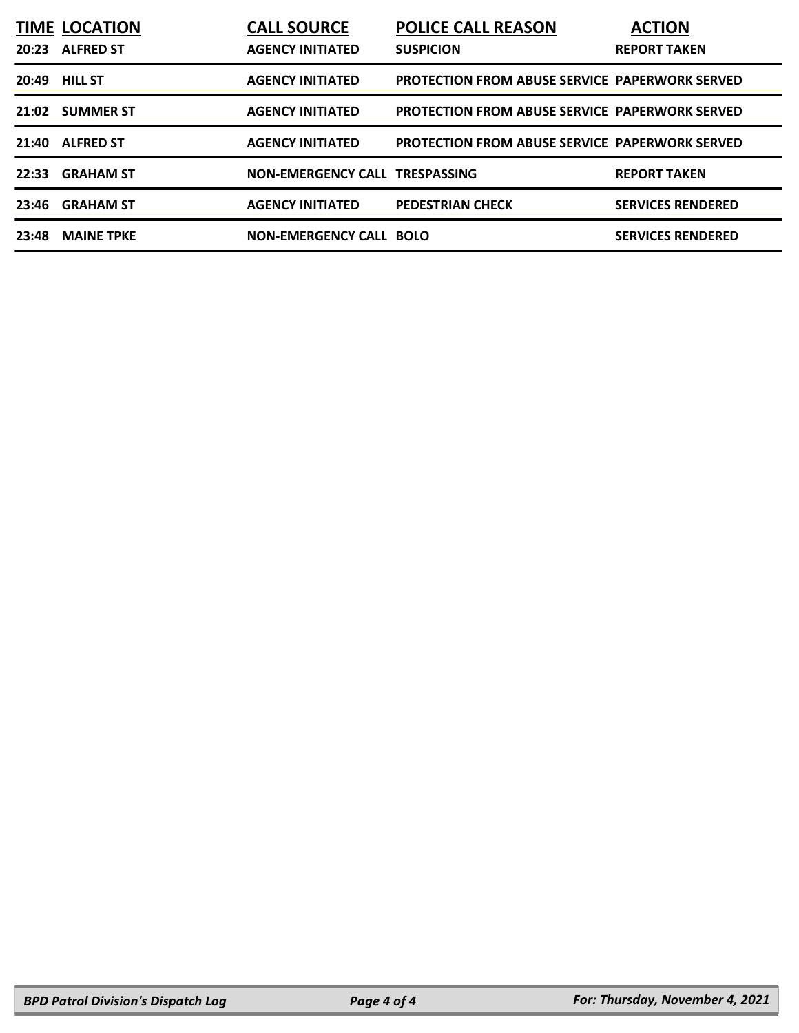| TIME | LOCATION | CALL SOURCE | POLICE CALL REASON | ACTION |
|---|---|---|---|---|
| 20:23 | ALFRED ST | AGENCY INITIATED | SUSPICION | REPORT TAKEN |
| 20:49 | HILL ST | AGENCY INITIATED | PROTECTION FROM ABUSE SERVICE | PAPERWORK SERVED |
| 21:02 | SUMMER ST | AGENCY INITIATED | PROTECTION FROM ABUSE SERVICE | PAPERWORK SERVED |
| 21:40 | ALFRED ST | AGENCY INITIATED | PROTECTION FROM ABUSE SERVICE | PAPERWORK SERVED |
| 22:33 | GRAHAM ST | NON-EMERGENCY CALL | TRESPASSING | REPORT TAKEN |
| 23:46 | GRAHAM ST | AGENCY INITIATED | PEDESTRIAN CHECK | SERVICES RENDERED |
| 23:48 | MAINE TPKE | NON-EMERGENCY CALL | BOLO | SERVICES RENDERED |